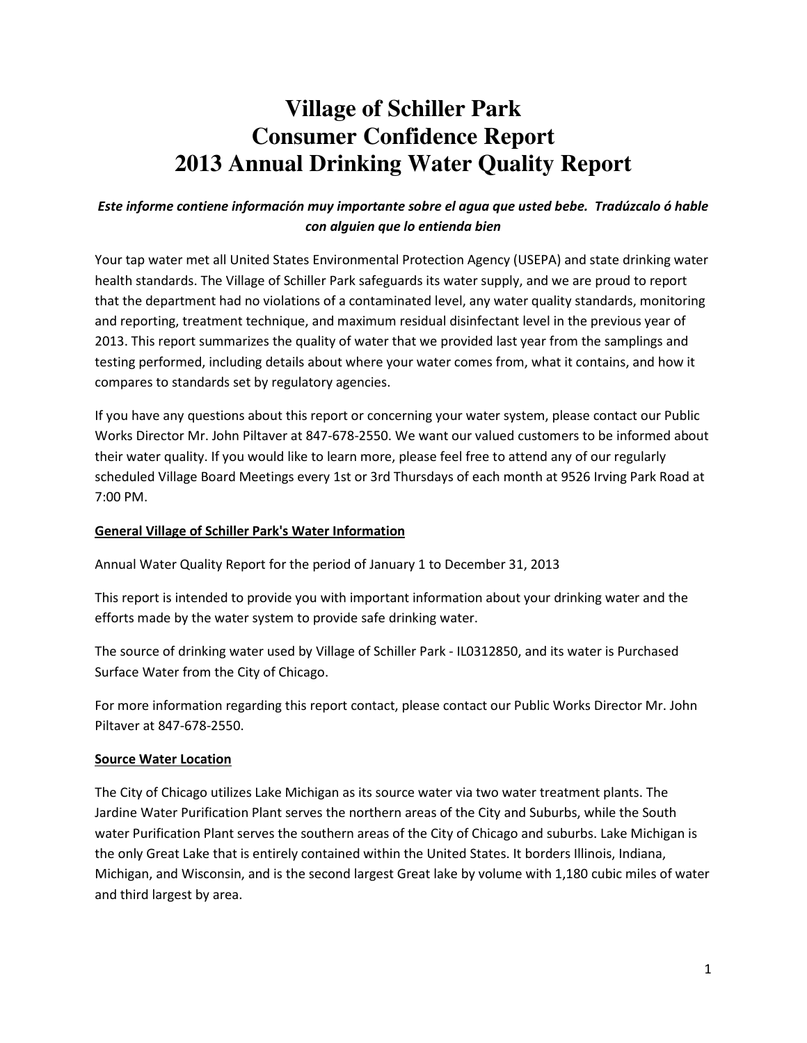# Village of Schiller Park
# Consumer Confidence Report
# 2013 Annual Drinking Water Quality Report

***Este informe contiene información muy importante sobre el agua que usted bebe. Tradúzcalo ó hable con alguien que lo entienda bien***

Your tap water met all United States Environmental Protection Agency (USEPA) and state drinking water health standards. The Village of Schiller Park safeguards its water supply, and we are proud to report that the department had no violations of a contaminated level, any water quality standards, monitoring and reporting, treatment technique, and maximum residual disinfectant level in the previous year of 2013. This report summarizes the quality of water that we provided last year from the samplings and testing performed, including details about where your water comes from, what it contains, and how it compares to standards set by regulatory agencies.

If you have any questions about this report or concerning your water system, please contact our Public Works Director Mr. John Piltaver at 847-678-2550. We want our valued customers to be informed about their water quality. If you would like to learn more, please feel free to attend any of our regularly scheduled Village Board Meetings every 1st or 3rd Thursdays of each month at 9526 Irving Park Road at 7:00 PM.

**General Village of Schiller Park's Water Information**

Annual Water Quality Report for the period of January 1 to December 31, 2013

This report is intended to provide you with important information about your drinking water and the efforts made by the water system to provide safe drinking water.

The source of drinking water used by Village of Schiller Park - IL0312850, and its water is Purchased Surface Water from the City of Chicago.

For more information regarding this report contact, please contact our Public Works Director Mr. John Piltaver at 847-678-2550.

**Source Water Location**

The City of Chicago utilizes Lake Michigan as its source water via two water treatment plants. The Jardine Water Purification Plant serves the northern areas of the City and Suburbs, while the South water Purification Plant serves the southern areas of the City of Chicago and suburbs. Lake Michigan is the only Great Lake that is entirely contained within the United States. It borders Illinois, Indiana, Michigan, and Wisconsin, and is the second largest Great lake by volume with 1,180 cubic miles of water and third largest by area.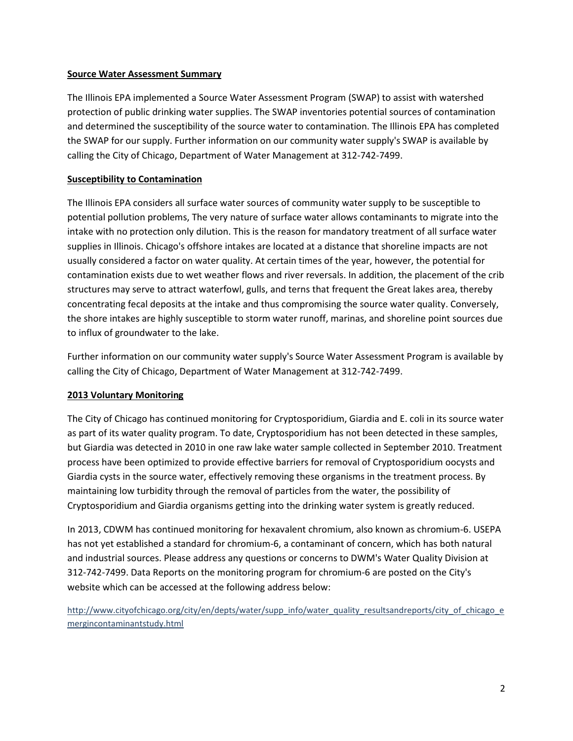**Source Water Assessment Summary**

The Illinois EPA implemented a Source Water Assessment Program (SWAP) to assist with watershed protection of public drinking water supplies. The SWAP inventories potential sources of contamination and determined the susceptibility of the source water to contamination. The Illinois EPA has completed the SWAP for our supply. Further information on our community water supply's SWAP is available by calling the City of Chicago, Department of Water Management at 312-742-7499.

**Susceptibility to Contamination**

The Illinois EPA considers all surface water sources of community water supply to be susceptible to potential pollution problems, The very nature of surface water allows contaminants to migrate into the intake with no protection only dilution. This is the reason for mandatory treatment of all surface water supplies in Illinois. Chicago's offshore intakes are located at a distance that shoreline impacts are not usually considered a factor on water quality. At certain times of the year, however, the potential for contamination exists due to wet weather flows and river reversals. In addition, the placement of the crib structures may serve to attract waterfowl, gulls, and terns that frequent the Great lakes area, thereby concentrating fecal deposits at the intake and thus compromising the source water quality. Conversely, the shore intakes are highly susceptible to storm water runoff, marinas, and shoreline point sources due to influx of groundwater to the lake.

Further information on our community water supply's Source Water Assessment Program is available by calling the City of Chicago, Department of Water Management at 312-742-7499.

**2013 Voluntary Monitoring**

The City of Chicago has continued monitoring for Cryptosporidium, Giardia and E. coli in its source water as part of its water quality program. To date, Cryptosporidium has not been detected in these samples, but Giardia was detected in 2010 in one raw lake water sample collected in September 2010. Treatment process have been optimized to provide effective barriers for removal of Cryptosporidium oocysts and Giardia cysts in the source water, effectively removing these organisms in the treatment process. By maintaining low turbidity through the removal of particles from the water, the possibility of Cryptosporidium and Giardia organisms getting into the drinking water system is greatly reduced.

In 2013, CDWM has continued monitoring for hexavalent chromium, also known as chromium-6. USEPA has not yet established a standard for chromium-6, a contaminant of concern, which has both natural and industrial sources. Please address any questions or concerns to DWM's Water Quality Division at 312-742-7499. Data Reports on the monitoring program for chromium-6 are posted on the City's website which can be accessed at the following address below:

http://www.cityofchicago.org/city/en/depts/water/supp_info/water_quality_resultsandreports/city_of_chicago_emergincontaminantstudy.html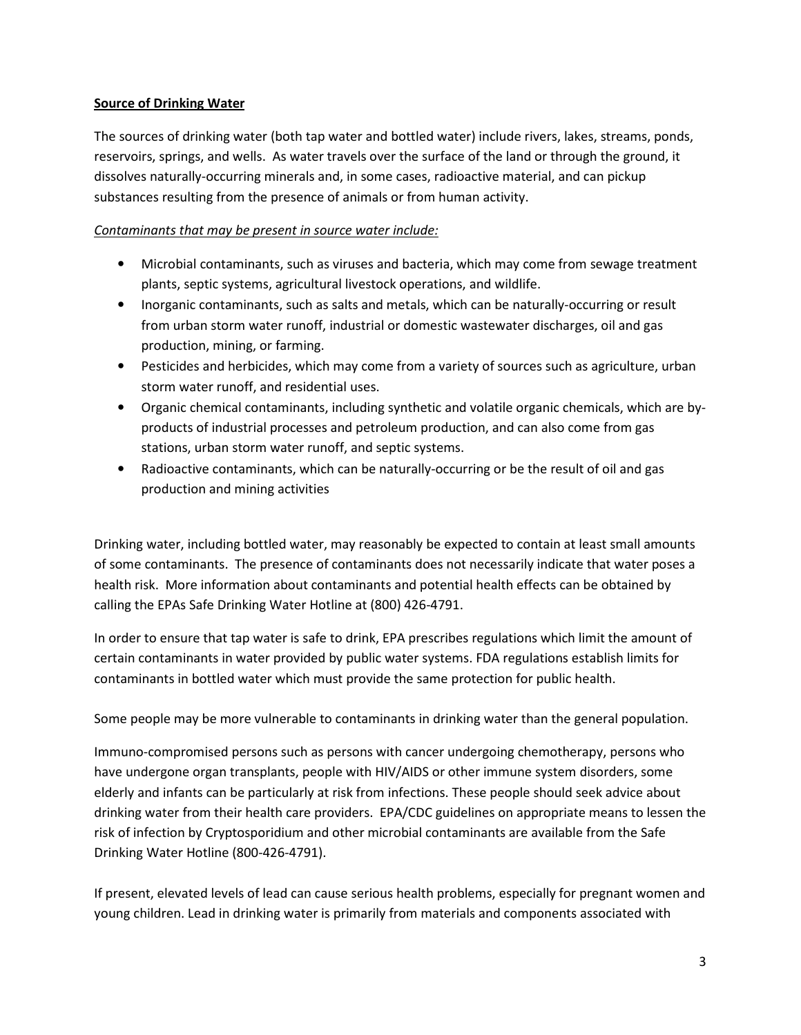**Source of Drinking Water**

The sources of drinking water (both tap water and bottled water) include rivers, lakes, streams, ponds, reservoirs, springs, and wells. As water travels over the surface of the land or through the ground, it dissolves naturally-occurring minerals and, in some cases, radioactive material, and can pickup substances resulting from the presence of animals or from human activity.

*Contaminants that may be present in source water include:*

- Microbial contaminants, such as viruses and bacteria, which may come from sewage treatment plants, septic systems, agricultural livestock operations, and wildlife.
- Inorganic contaminants, such as salts and metals, which can be naturally-occurring or result from urban storm water runoff, industrial or domestic wastewater discharges, oil and gas production, mining, or farming.
- Pesticides and herbicides, which may come from a variety of sources such as agriculture, urban storm water runoff, and residential uses.
- Organic chemical contaminants, including synthetic and volatile organic chemicals, which are by-products of industrial processes and petroleum production, and can also come from gas stations, urban storm water runoff, and septic systems.
- Radioactive contaminants, which can be naturally-occurring or be the result of oil and gas production and mining activities

Drinking water, including bottled water, may reasonably be expected to contain at least small amounts of some contaminants. The presence of contaminants does not necessarily indicate that water poses a health risk. More information about contaminants and potential health effects can be obtained by calling the EPAs Safe Drinking Water Hotline at (800) 426-4791.

In order to ensure that tap water is safe to drink, EPA prescribes regulations which limit the amount of certain contaminants in water provided by public water systems. FDA regulations establish limits for contaminants in bottled water which must provide the same protection for public health.

Some people may be more vulnerable to contaminants in drinking water than the general population.

Immuno-compromised persons such as persons with cancer undergoing chemotherapy, persons who have undergone organ transplants, people with HIV/AIDS or other immune system disorders, some elderly and infants can be particularly at risk from infections. These people should seek advice about drinking water from their health care providers. EPA/CDC guidelines on appropriate means to lessen the risk of infection by Cryptosporidium and other microbial contaminants are available from the Safe Drinking Water Hotline (800-426-4791).

If present, elevated levels of lead can cause serious health problems, especially for pregnant women and young children. Lead in drinking water is primarily from materials and components associated with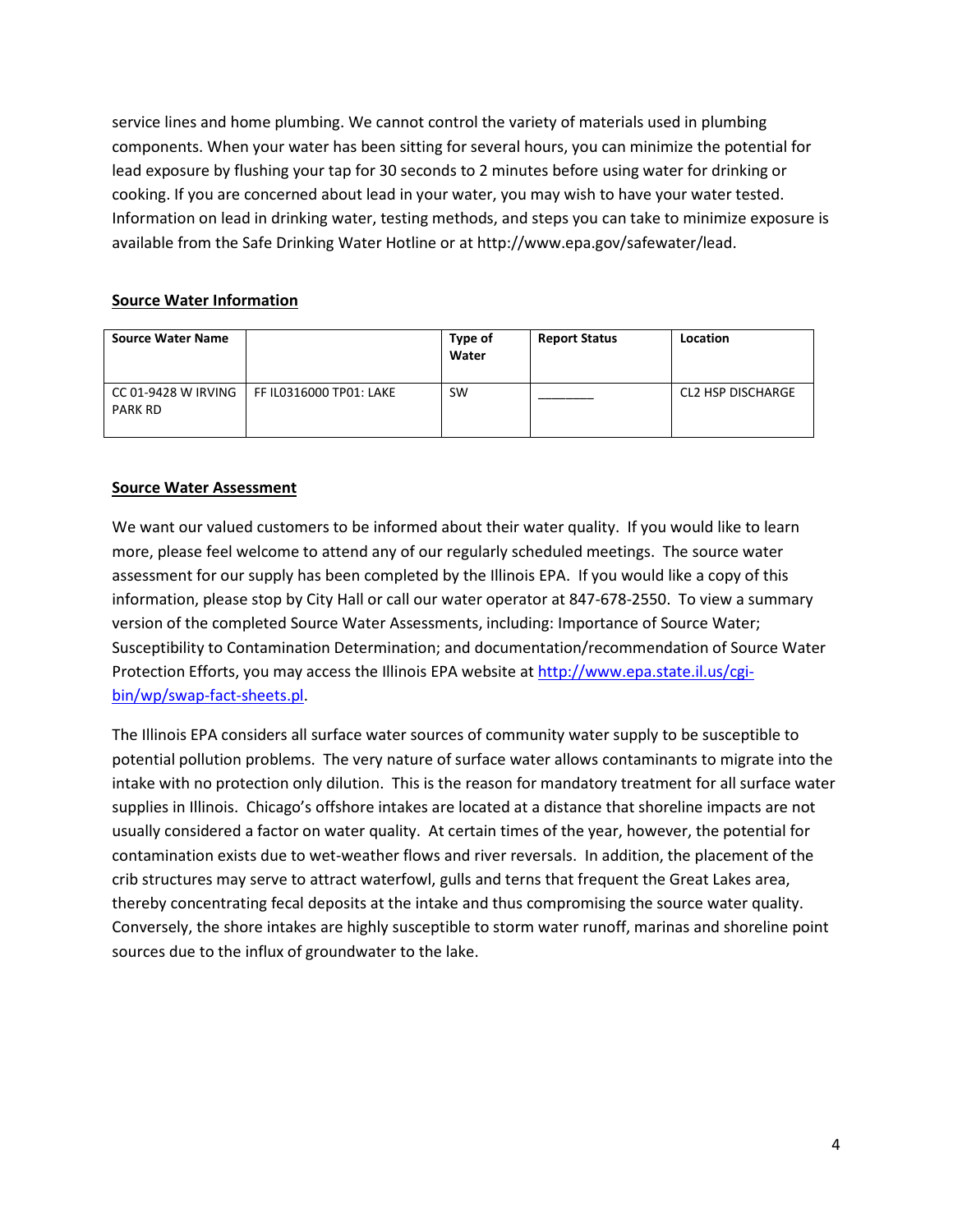service lines and home plumbing. We cannot control the variety of materials used in plumbing components. When your water has been sitting for several hours, you can minimize the potential for lead exposure by flushing your tap for 30 seconds to 2 minutes before using water for drinking or cooking. If you are concerned about lead in your water, you may wish to have your water tested. Information on lead in drinking water, testing methods, and steps you can take to minimize exposure is available from the Safe Drinking Water Hotline or at http://www.epa.gov/safewater/lead.

**Source Water Information**

| Source Water Name | | Type of Water | Report Status | Location |
|---|---|---|---|---|
| CC 01-9428 W IRVING PARK RD | FF IL0316000 TP01: LAKE | SW | ________ | CL2 HSP DISCHARGE |

**Source Water Assessment**

We want our valued customers to be informed about their water quality. If you would like to learn more, please feel welcome to attend any of our regularly scheduled meetings. The source water assessment for our supply has been completed by the Illinois EPA. If you would like a copy of this information, please stop by City Hall or call our water operator at 847-678-2550. To view a summary version of the completed Source Water Assessments, including: Importance of Source Water; Susceptibility to Contamination Determination; and documentation/recommendation of Source Water Protection Efforts, you may access the Illinois EPA website at [http://www.epa.state.il.us/cgi-bin/wp/swap-fact-sheets.pl](http://www.epa.state.il.us/cgi-bin/wp/swap-fact-sheets.pl).

The Illinois EPA considers all surface water sources of community water supply to be susceptible to potential pollution problems. The very nature of surface water allows contaminants to migrate into the intake with no protection only dilution. This is the reason for mandatory treatment for all surface water supplies in Illinois. Chicago's offshore intakes are located at a distance that shoreline impacts are not usually considered a factor on water quality. At certain times of the year, however, the potential for contamination exists due to wet-weather flows and river reversals. In addition, the placement of the crib structures may serve to attract waterfowl, gulls and terns that frequent the Great Lakes area, thereby concentrating fecal deposits at the intake and thus compromising the source water quality. Conversely, the shore intakes are highly susceptible to storm water runoff, marinas and shoreline point sources due to the influx of groundwater to the lake.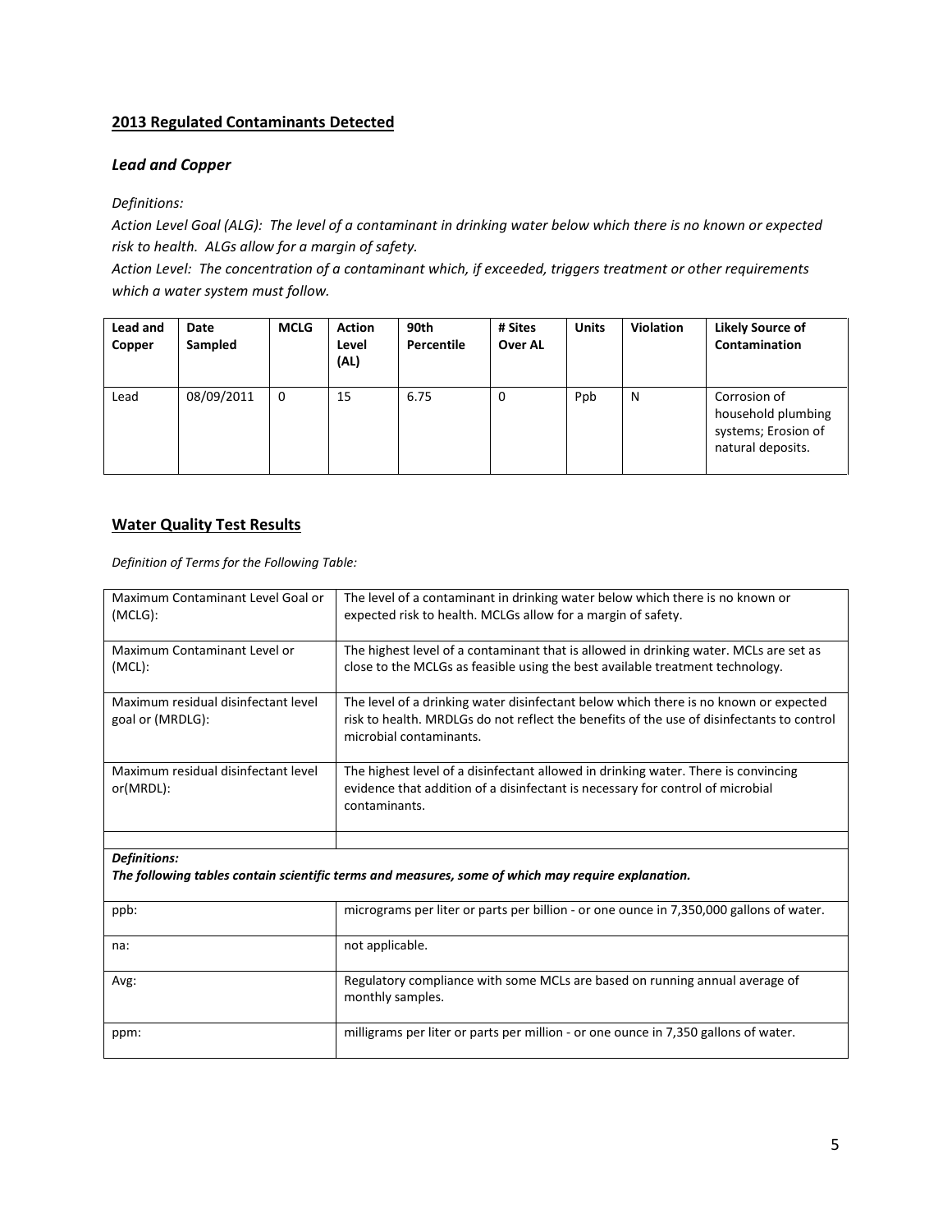## 2013 Regulated Contaminants Detected

### *Lead and Copper*

*Definitions:*

*Action Level Goal (ALG): The level of a contaminant in drinking water below which there is no known or expected risk to health. ALGs allow for a margin of safety.*

*Action Level: The concentration of a contaminant which, if exceeded, triggers treatment or other requirements which a water system must follow.*

| Lead and Copper | Date Sampled | MCLG | Action Level (AL) | 90th Percentile | # Sites Over AL | Units | Violation | Likely Source of Contamination |
|---|---|---|---|---|---|---|---|---|
| Lead | 08/09/2011 | 0 | 15 | 6.75 | 0 | Ppb | N | Corrosion of household plumbing systems; Erosion of natural deposits. |

## Water Quality Test Results

*Definition of Terms for the Following Table:*

| | |
|---|---|
| Maximum Contaminant Level Goal or (MCLG): | The level of a contaminant in drinking water below which there is no known or expected risk to health. MCLGs allow for a margin of safety. |
| Maximum Contaminant Level or (MCL): | The highest level of a contaminant that is allowed in drinking water. MCLs are set as close to the MCLGs as feasible using the best available treatment technology. |
| Maximum residual disinfectant level goal or (MRDLG): | The level of a drinking water disinfectant below which there is no known or expected risk to health. MRDLGs do not reflect the benefits of the use of disinfectants to control microbial contaminants. |
| Maximum residual disinfectant level or(MRDL): | The highest level of a disinfectant allowed in drinking water. There is convincing evidence that addition of a disinfectant is necessary for control of microbial contaminants. |
| | |
| ***Definitions:*** ***The following tables contain scientific terms and measures, some of which may require explanation.*** | |
| ppb: | micrograms per liter or parts per billion - or one ounce in 7,350,000 gallons of water. |
| na: | not applicable. |
| Avg: | Regulatory compliance with some MCLs are based on running annual average of monthly samples. |
| ppm: | milligrams per liter or parts per million - or one ounce in 7,350 gallons of water. |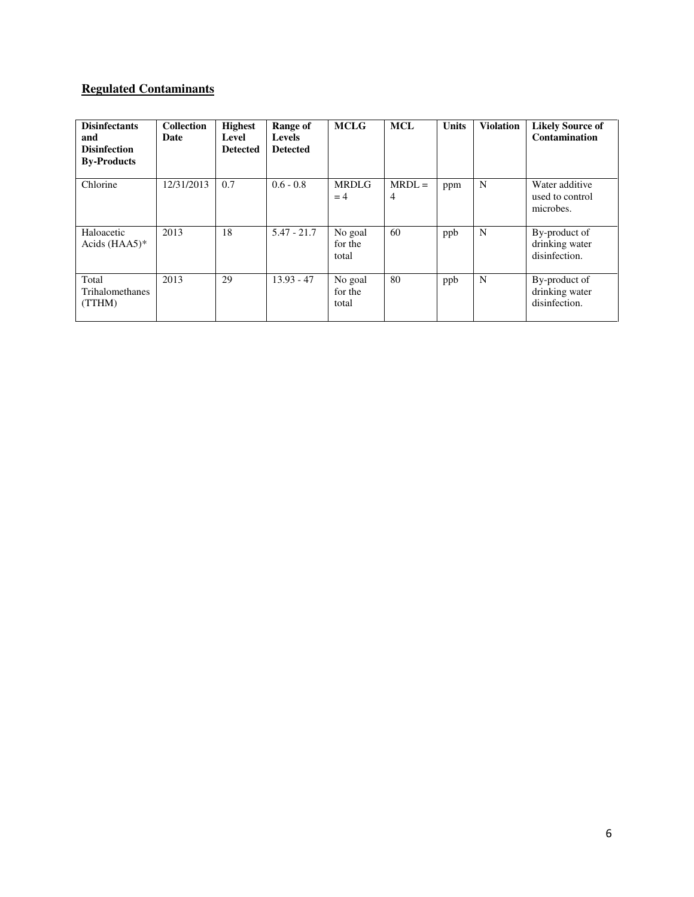## Regulated Contaminants

| Disinfectants and Disinfection By-Products | Collection Date | Highest Level Detected | Range of Levels Detected | MCLG | MCL | Units | Violation | Likely Source of Contamination |
|---|---|---|---|---|---|---|---|---|
| Chlorine | 12/31/2013 | 0.7 | 0.6 - 0.8 | MRDLG = 4 | MRDL = 4 | ppm | N | Water additive used to control microbes. |
| Haloacetic Acids (HAA5)* | 2013 | 18 | 5.47 - 21.7 | No goal for the total | 60 | ppb | N | By-product of drinking water disinfection. |
| Total Trihalomethanes (TTHM) | 2013 | 29 | 13.93 - 47 | No goal for the total | 80 | ppb | N | By-product of drinking water disinfection. |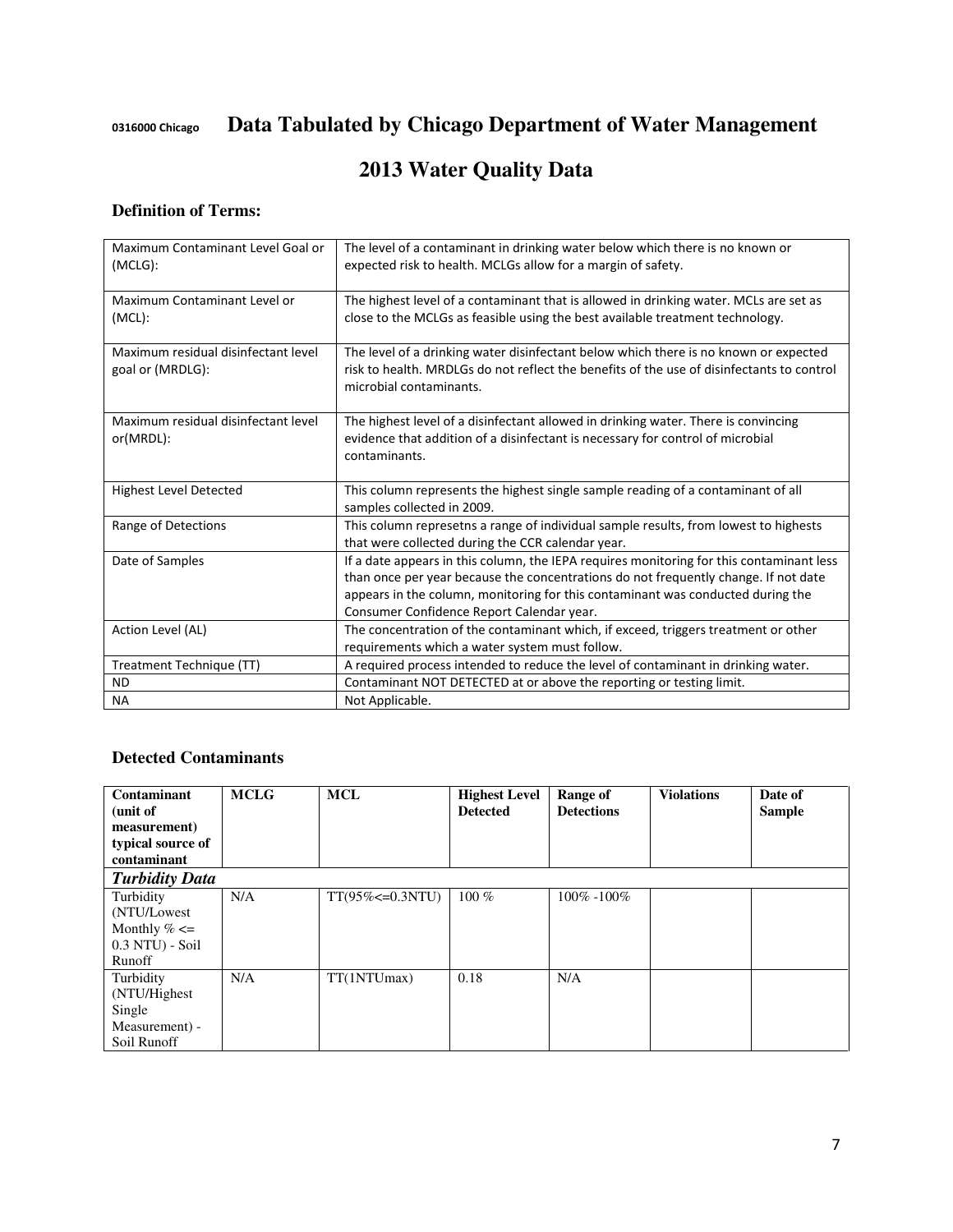0316000 Chicago **Data Tabulated by Chicago Department of Water Management**

# 2013 Water Quality Data

### Definition of Terms:

| | |
|---|---|
| Maximum Contaminant Level Goal or (MCLG): | The level of a contaminant in drinking water below which there is no known or expected risk to health. MCLGs allow for a margin of safety. |
| Maximum Contaminant Level or (MCL): | The highest level of a contaminant that is allowed in drinking water. MCLs are set as close to the MCLGs as feasible using the best available treatment technology. |
| Maximum residual disinfectant level goal or (MRDLG): | The level of a drinking water disinfectant below which there is no known or expected risk to health. MRDLGs do not reflect the benefits of the use of disinfectants to control microbial contaminants. |
| Maximum residual disinfectant level or(MRDL): | The highest level of a disinfectant allowed in drinking water. There is convincing evidence that addition of a disinfectant is necessary for control of microbial contaminants. |
| Highest Level Detected | This column represents the highest single sample reading of a contaminant of all samples collected in 2009. |
| Range of Detections | This column represetns a range of individual sample results, from lowest to highests that were collected during the CCR calendar year. |
| Date of Samples | If a date appears in this column, the IEPA requires monitoring for this contaminant less than once per year because the concentrations do not frequently change. If not date appears in the column, monitoring for this contaminant was conducted during the Consumer Confidence Report Calendar year. |
| Action Level (AL) | The concentration of the contaminant which, if exceed, triggers treatment or other requirements which a water system must follow. |
| Treatment Technique (TT) | A required process intended to reduce the level of contaminant in drinking water. |
| ND | Contaminant NOT DETECTED at or above the reporting or testing limit. |
| NA | Not Applicable. |

### Detected Contaminants

| Contaminant (unit of measurement) typical source of contaminant | MCLG | MCL | Highest Level Detected | Range of Detections | Violations | Date of Sample |
|---|---|---|---|---|---|---|
| ***Turbidity Data*** | | | | | | |
| Turbidity (NTU/Lowest Monthly % <= 0.3 NTU) - Soil Runoff | N/A | TT(95%<=0.3NTU) | 100 % | 100% -100% | | |
| Turbidity (NTU/Highest Single Measurement) - Soil Runoff | N/A | TT(1NTUmax) | 0.18 | N/A | | |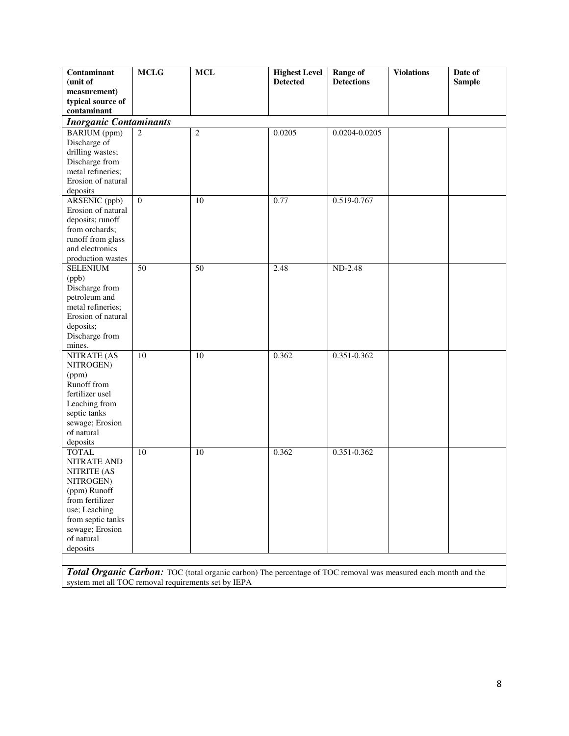| Contaminant (unit of measurement) typical source of contaminant | MCLG | MCL | Highest Level Detected | Range of Detections | Violations | Date of Sample |
| --- | --- | --- | --- | --- | --- | --- |
| ***Inorganic Contaminants*** | | | | | | |
| BARIUM (ppm) Discharge of drilling wastes; Discharge from metal refineries; Erosion of natural deposits | 2 | 2 | 0.0205 | 0.0204-0.0205 | | |
| ARSENIC (ppb) Erosion of natural deposits; runoff from orchards; runoff from glass and electronics production wastes | 0 | 10 | 0.77 | 0.519-0.767 | | |
| SELENIUM (ppb) Discharge from petroleum and metal refineries; Erosion of natural deposits; Discharge from mines. | 50 | 50 | 2.48 | ND-2.48 | | |
| NITRATE (AS NITROGEN) (ppm) Runoff from fertilizer usel Leaching from septic tanks sewage; Erosion of natural deposits | 10 | 10 | 0.362 | 0.351-0.362 | | |
| TOTAL NITRATE AND NITRITE (AS NITROGEN) (ppm) Runoff from fertilizer use; Leaching from septic tanks sewage; Erosion of natural deposits | 10 | 10 | 0.362 | 0.351-0.362 | | |

***Total Organic Carbon:*** TOC (total organic carbon) The percentage of TOC removal was measured each month and the system met all TOC removal requirements set by IEPA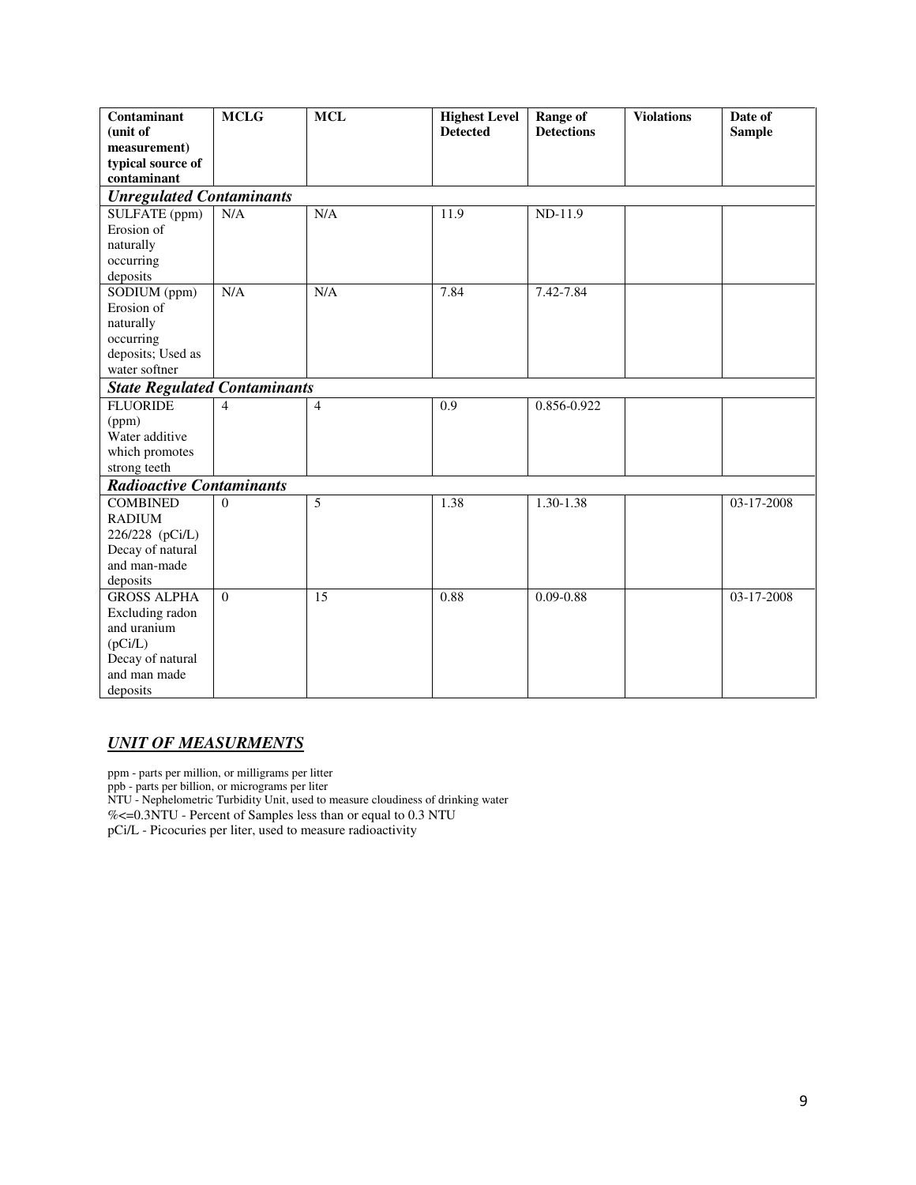| Contaminant (unit of measurement) typical source of contaminant | MCLG | MCL | Highest Level Detected | Range of Detections | Violations | Date of Sample |
|---|---|---|---|---|---|---|
| ***Unregulated Contaminants*** | | | | | | |
| SULFATE (ppm) Erosion of naturally occurring deposits | N/A | N/A | 11.9 | ND-11.9 | | |
| SODIUM (ppm) Erosion of naturally occurring deposits; Used as water softner | N/A | N/A | 7.84 | 7.42-7.84 | | |
| ***State Regulated Contaminants*** | | | | | | |
| FLUORIDE (ppm) Water additive which promotes strong teeth | 4 | 4 | 0.9 | 0.856-0.922 | | |
| ***Radioactive Contaminants*** | | | | | | |
| COMBINED RADIUM 226/228 (pCi/L) Decay of natural and man-made deposits | 0 | 5 | 1.38 | 1.30-1.38 | | 03-17-2008 |
| GROSS ALPHA Excluding radon and uranium (pCi/L) Decay of natural and man made deposits | 0 | 15 | 0.88 | 0.09-0.88 | | 03-17-2008 |

## ***UNIT OF MEASURMENTS***

ppm - parts per million, or milligrams per litter
ppb - parts per billion, or micrograms per liter
NTU - Nephelometric Turbidity Unit, used to measure cloudiness of drinking water
%<=0.3NTU - Percent of Samples less than or equal to 0.3 NTU
pCi/L - Picocuries per liter, used to measure radioactivity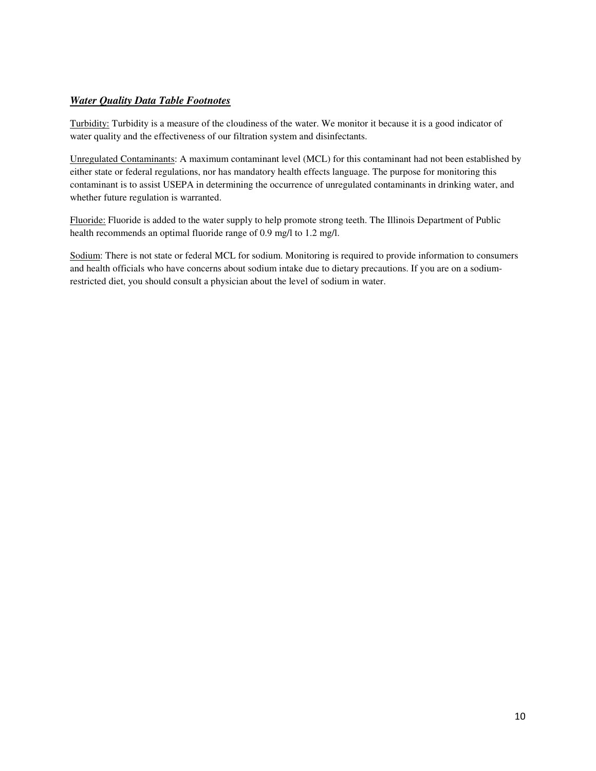***Water Quality Data Table Footnotes***

Turbidity: Turbidity is a measure of the cloudiness of the water. We monitor it because it is a good indicator of water quality and the effectiveness of our filtration system and disinfectants.

Unregulated Contaminants: A maximum contaminant level (MCL) for this contaminant had not been established by either state or federal regulations, nor has mandatory health effects language. The purpose for monitoring this contaminant is to assist USEPA in determining the occurrence of unregulated contaminants in drinking water, and whether future regulation is warranted.

Fluoride: Fluoride is added to the water supply to help promote strong teeth. The Illinois Department of Public health recommends an optimal fluoride range of 0.9 mg/l to 1.2 mg/l.

Sodium: There is not state or federal MCL for sodium. Monitoring is required to provide information to consumers and health officials who have concerns about sodium intake due to dietary precautions. If you are on a sodium-restricted diet, you should consult a physician about the level of sodium in water.